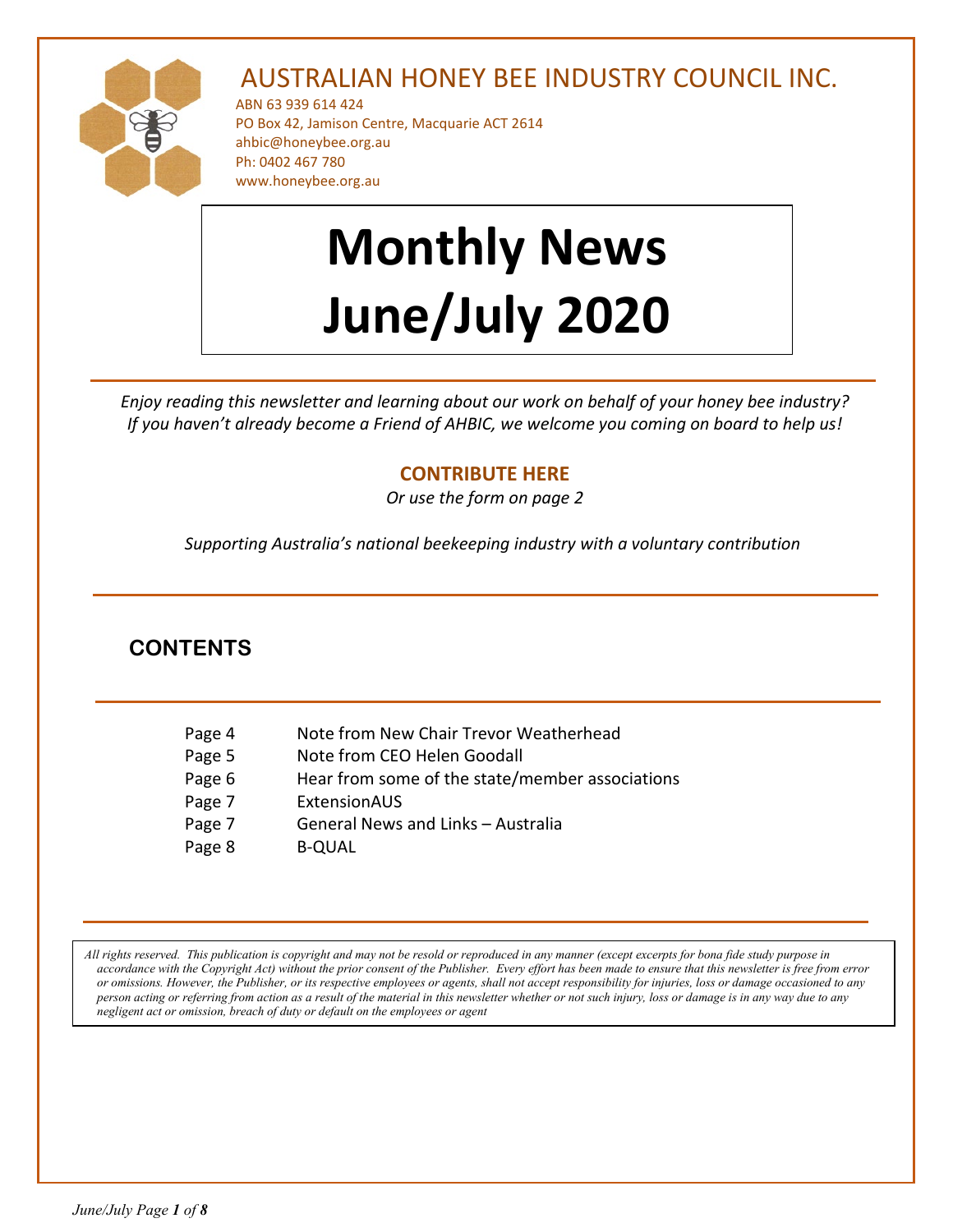# AUSTRALIAN HONEY BEE INDUSTRY COUNCIL INC.

ABN 63 939 614 424
PO Box 42, Jamison Centre, Macquarie ACT 2614
ahbic@honeybee.org.au
Ph: 0402 467 780
www.honeybee.org.au

# Monthly News June/July 2020

*Enjoy reading this newsletter and learning about our work on behalf of your honey bee industry? If you haven't already become a Friend of AHBIC, we welcome you coming on board to help us!*

**CONTRIBUTE HERE**

*Or use the form on page 2*

*Supporting Australia's national beekeeping industry with a voluntary contribution*

## CONTENTS

| | |
|---|---|
| Page 4 | Note from New Chair Trevor Weatherhead |
| Page 5 | Note from CEO Helen Goodall |
| Page 6 | Hear from some of the state/member associations |
| Page 7 | ExtensionAUS |
| Page 7 | General News and Links – Australia |
| Page 8 | B-QUAL |

*All rights reserved. This publication is copyright and may not be resold or reproduced in any manner (except excerpts for bona fide study purpose in accordance with the Copyright Act) without the prior consent of the Publisher. Every effort has been made to ensure that this newsletter is free from error or omissions. However, the Publisher, or its respective employees or agents, shall not accept responsibility for injuries, loss or damage occasioned to any person acting or referring from action as a result of the material in this newsletter whether or not such injury, loss or damage is in any way due to any negligent act or omission, breach of duty or default on the employees or agent*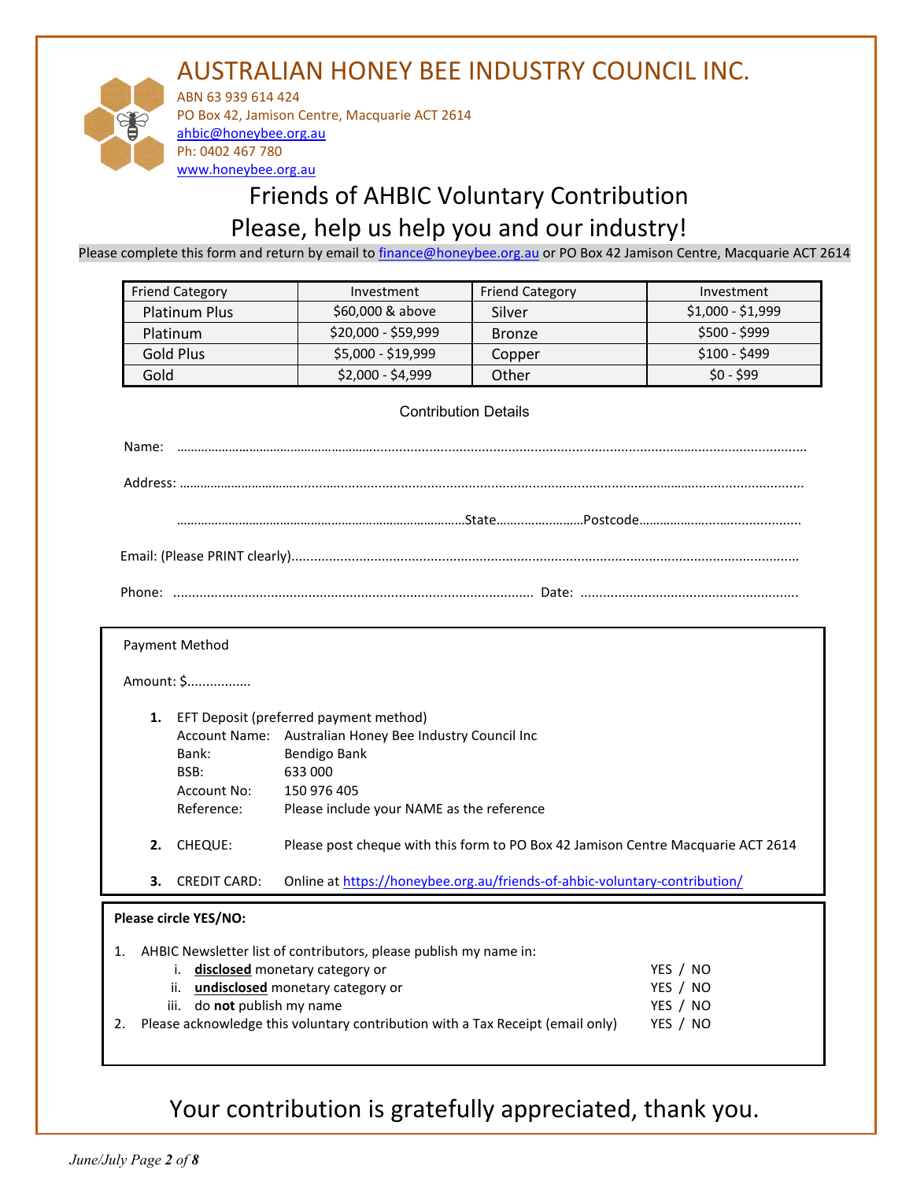# AUSTRALIAN HONEY BEE INDUSTRY COUNCIL INC.

ABN 63 939 614 424
PO Box 42, Jamison Centre, Macquarie ACT 2614
ahbic@honeybee.org.au
Ph: 0402 467 780
www.honeybee.org.au

## Friends of AHBIC Voluntary Contribution
## Please, help us help you and our industry!

Please complete this form and return by email to finance@honeybee.org.au or PO Box 42 Jamison Centre, Macquarie ACT 2614

| Friend Category | Investment | Friend Category | Investment |
|---|---|---|---|
| Platinum Plus | $60,000 & above | Silver | $1,000 - $1,999 |
| Platinum | $20,000 - $59,999 | Bronze | $500 - $999 |
| Gold Plus | $5,000 - $19,999 | Copper | $100 - $499 |
| Gold | $2,000 - $4,999 | Other | $0 - $99 |

### Contribution Details

Name: ……………………………………………………………………………………………………………

Address: ……………………………………………………………………………………………………………

……………………………………………………………State……………………Postcode……………………………

Email: (Please PRINT clearly)……………………………………………………………………………………

Phone: …………………………………………………………………… Date: ………………………………………

### Payment Method

Amount: $................

1. **EFT Deposit (preferred payment method)**
   Account Name: Australian Honey Bee Industry Council Inc
   Bank: Bendigo Bank
   BSB: 633 000
   Account No: 150 976 405
   Reference: Please include your NAME as the reference
2. **CHEQUE:** Please post cheque with this form to PO Box 42 Jamison Centre Macquarie ACT 2614
3. **CREDIT CARD:** Online at https://honeybee.org.au/friends-of-ahbic-voluntary-contribution/

**Please circle YES/NO:**

1. AHBIC Newsletter list of contributors, please publish my name in:
   i. **disclosed** monetary category or — YES / NO
   ii. **undisclosed** monetary category or — YES / NO
   iii. do **not** publish my name — YES / NO
2. Please acknowledge this voluntary contribution with a Tax Receipt (email only) — YES / NO

## Your contribution is gratefully appreciated, thank you.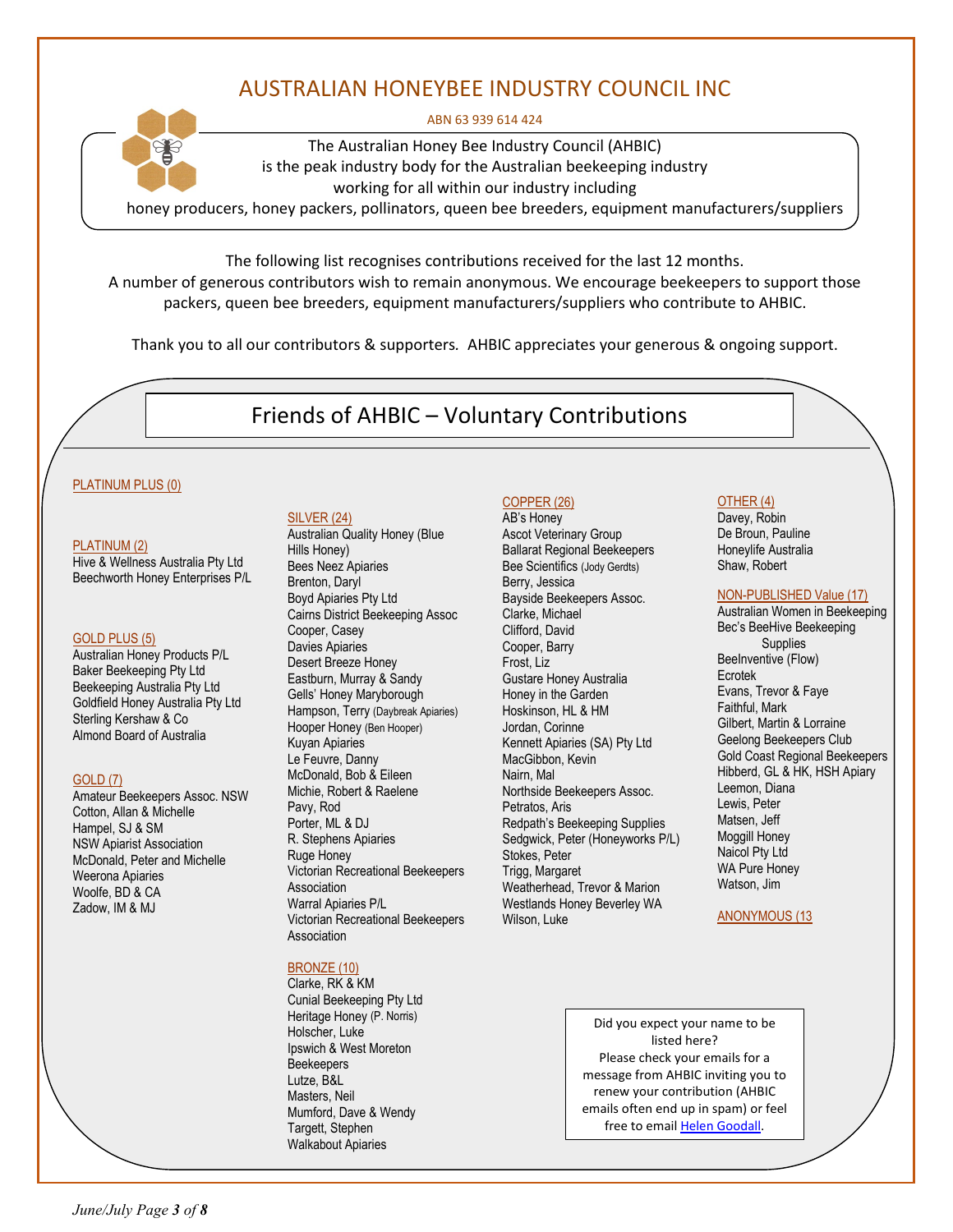# AUSTRALIAN HONEYBEE INDUSTRY COUNCIL INC

ABN 63 939 614 424

The Australian Honey Bee Industry Council (AHBIC)
is the peak industry body for the Australian beekeeping industry
working for all within our industry including
honey producers, honey packers, pollinators, queen bee breeders, equipment manufacturers/suppliers

The following list recognises contributions received for the last 12 months.
A number of generous contributors wish to remain anonymous. We encourage beekeepers to support those packers, queen bee breeders, equipment manufacturers/suppliers who contribute to AHBIC.

Thank you to all our contributors & supporters. AHBIC appreciates your generous & ongoing support.

## Friends of AHBIC – Voluntary Contributions

### PLATINUM PLUS (0)

### PLATINUM (2)

Hive & Wellness Australia Pty Ltd
Beechworth Honey Enterprises P/L

### GOLD PLUS (5)

Australian Honey Products P/L
Baker Beekeeping Pty Ltd
Beekeeping Australia Pty Ltd
Goldfield Honey Australia Pty Ltd
Sterling Kershaw & Co
Almond Board of Australia

### GOLD (7)

Amateur Beekeepers Assoc. NSW
Cotton, Allan & Michelle
Hampel, SJ & SM
NSW Apiarist Association
McDonald, Peter and Michelle
Weerona Apiaries
Woolfe, BD & CA
Zadow, IM & MJ

### SILVER (24)

Australian Quality Honey (Blue Hills Honey)
Bees Neez Apiaries
Brenton, Daryl
Boyd Apiaries Pty Ltd
Cairns District Beekeeping Assoc
Cooper, Casey
Davies Apiaries
Desert Breeze Honey
Eastburn, Murray & Sandy
Gells' Honey Maryborough
Hampson, Terry (Daybreak Apiaries)
Hooper Honey (Ben Hooper)
Kuyan Apiaries
Le Feuvre, Danny
McDonald, Bob & Eileen
Michie, Robert & Raelene
Pavy, Rod
Porter, ML & DJ
R. Stephens Apiaries
Ruge Honey
Victorian Recreational Beekeepers Association
Warral Apiaries P/L
Victorian Recreational Beekeepers Association

### BRONZE (10)

Clarke, RK & KM
Cunial Beekeeping Pty Ltd
Heritage Honey (P. Norris)
Holscher, Luke
Ipswich & West Moreton Beekeepers
Lutze, B&L
Masters, Neil
Mumford, Dave & Wendy
Targett, Stephen
Walkabout Apiaries

### COPPER (26)

AB's Honey
Ascot Veterinary Group
Ballarat Regional Beekeepers
Bee Scientifics (Jody Gerdts)
Berry, Jessica
Bayside Beekeepers Assoc.
Clarke, Michael
Clifford, David
Cooper, Barry
Frost, Liz
Gustare Honey Australia
Honey in the Garden
Hoskinson, HL & HM
Jordan, Corinne
Kennett Apiaries (SA) Pty Ltd
MacGibbon, Kevin
Nairn, Mal
Northside Beekeepers Assoc.
Petratos, Aris
Redpath's Beekeeping Supplies
Sedgwick, Peter (Honeyworks P/L)
Stokes, Peter
Trigg, Margaret
Weatherhead, Trevor & Marion
Westlands Honey Beverley WA
Wilson, Luke

### OTHER (4)

Davey, Robin
De Broun, Pauline
Honeylife Australia
Shaw, Robert

### NON-PUBLISHED Value (17)

Australian Women in Beekeeping
Bec's BeeHive Beekeeping Supplies
BeeInventive (Flow)
Ecrotek
Evans, Trevor & Faye
Faithful, Mark
Gilbert, Martin & Lorraine
Geelong Beekeepers Club
Gold Coast Regional Beekeepers
Hibberd, GL & HK, HSH Apiary
Leemon, Diana
Lewis, Peter
Matsen, Jeff
Moggill Honey
Naicol Pty Ltd
WA Pure Honey
Watson, Jim

### ANONYMOUS (13

Did you expect your name to be listed here?
Please check your emails for a message from AHBIC inviting you to renew your contribution (AHBIC emails often end up in spam) or feel free to email Helen Goodall.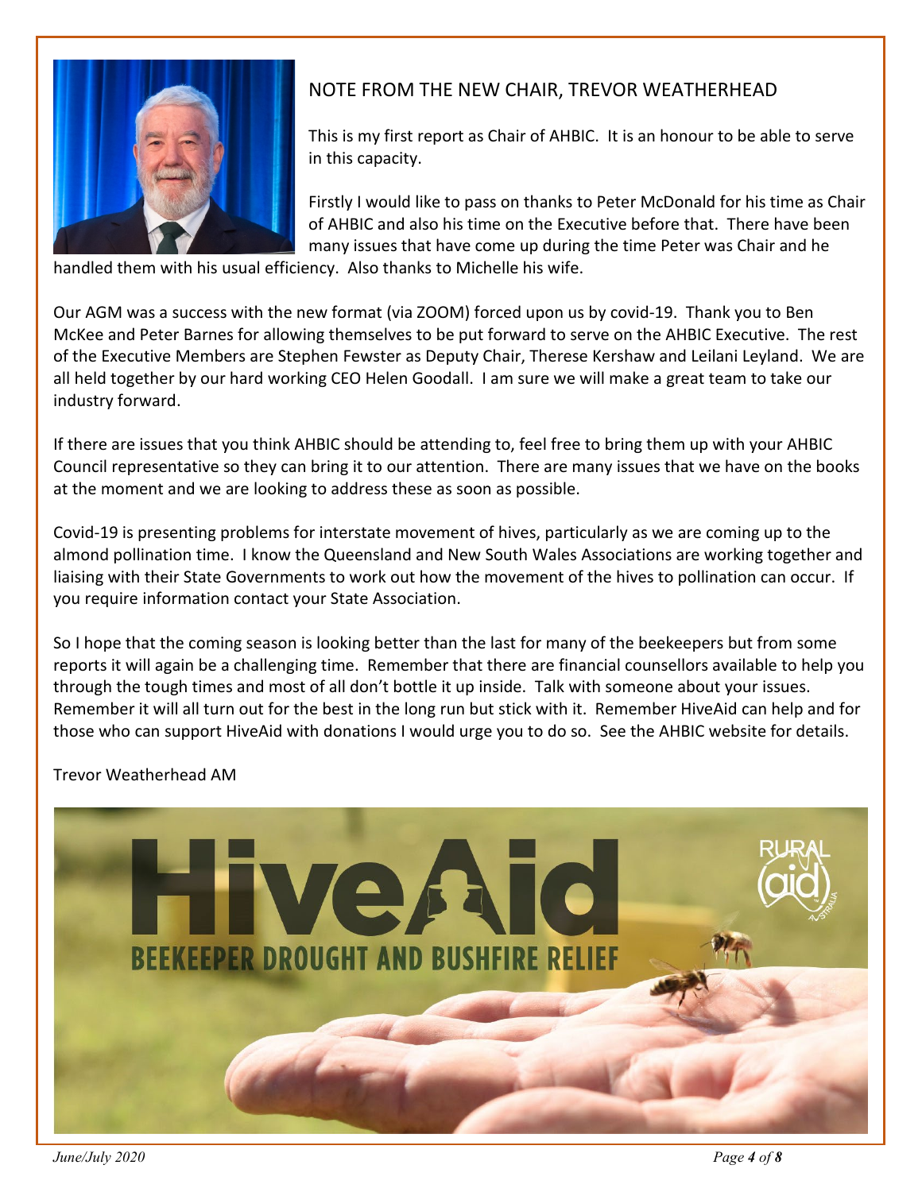## NOTE FROM THE NEW CHAIR, TREVOR WEATHERHEAD

This is my first report as Chair of AHBIC. It is an honour to be able to serve in this capacity.

Firstly I would like to pass on thanks to Peter McDonald for his time as Chair of AHBIC and also his time on the Executive before that. There have been many issues that have come up during the time Peter was Chair and he handled them with his usual efficiency. Also thanks to Michelle his wife.

Our AGM was a success with the new format (via ZOOM) forced upon us by covid-19. Thank you to Ben McKee and Peter Barnes for allowing themselves to be put forward to serve on the AHBIC Executive. The rest of the Executive Members are Stephen Fewster as Deputy Chair, Therese Kershaw and Leilani Leyland. We are all held together by our hard working CEO Helen Goodall. I am sure we will make a great team to take our industry forward.

If there are issues that you think AHBIC should be attending to, feel free to bring them up with your AHBIC Council representative so they can bring it to our attention. There are many issues that we have on the books at the moment and we are looking to address these as soon as possible.

Covid-19 is presenting problems for interstate movement of hives, particularly as we are coming up to the almond pollination time. I know the Queensland and New South Wales Associations are working together and liaising with their State Governments to work out how the movement of the hives to pollination can occur. If you require information contact your State Association.

So I hope that the coming season is looking better than the last for many of the beekeepers but from some reports it will again be a challenging time. Remember that there are financial counsellors available to help you through the tough times and most of all don't bottle it up inside. Talk with someone about your issues. Remember it will all turn out for the best in the long run but stick with it. Remember HiveAid can help and for those who can support HiveAid with donations I would urge you to do so. See the AHBIC website for details.

Trevor Weatherhead AM

HiveAid
BEEKEEPER DROUGHT AND BUSHFIRE RELIEF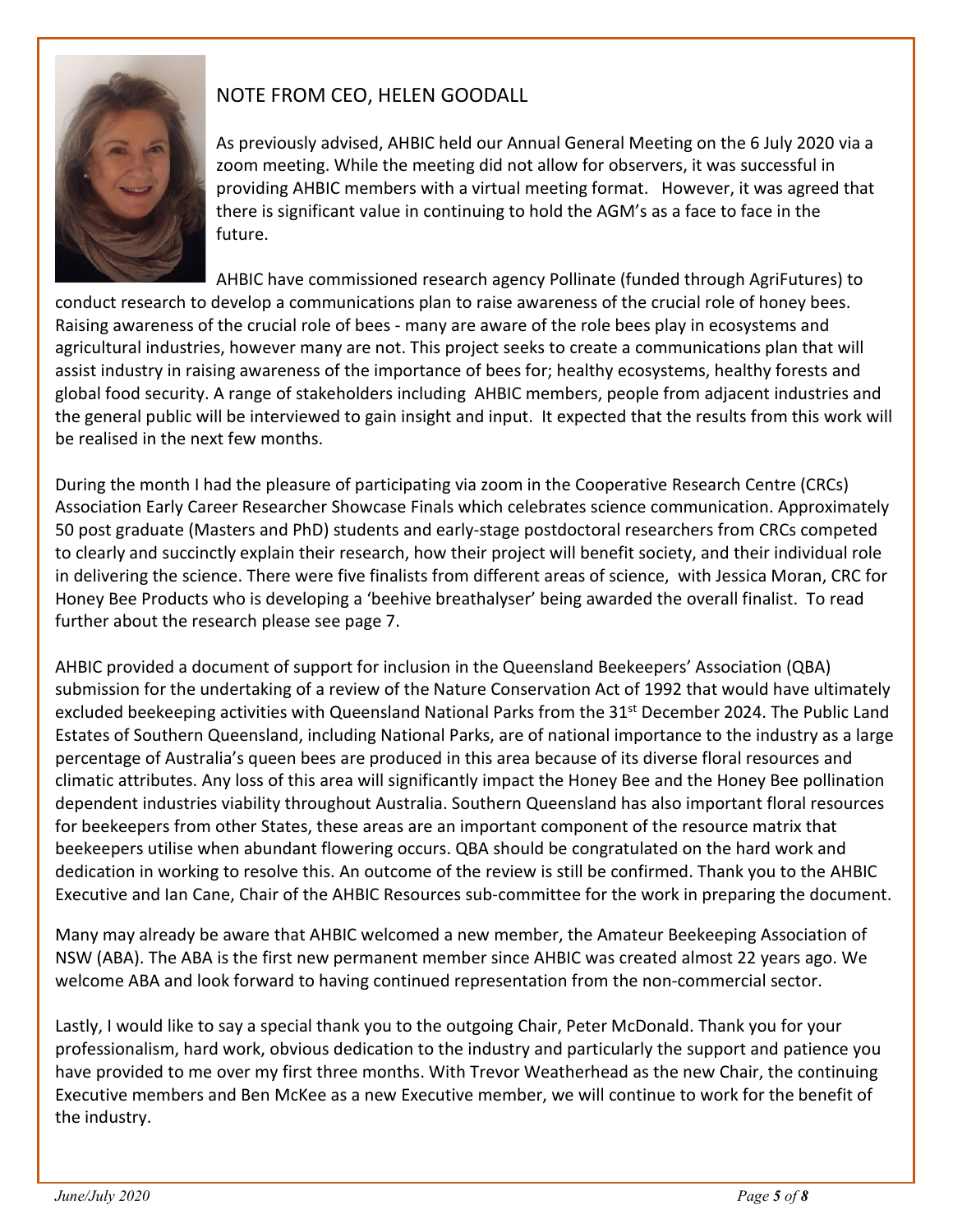## NOTE FROM CEO, HELEN GOODALL

As previously advised, AHBIC held our Annual General Meeting on the 6 July 2020 via a zoom meeting. While the meeting did not allow for observers, it was successful in providing AHBIC members with a virtual meeting format. However, it was agreed that there is significant value in continuing to hold the AGM's as a face to face in the future.

AHBIC have commissioned research agency Pollinate (funded through AgriFutures) to conduct research to develop a communications plan to raise awareness of the crucial role of honey bees. Raising awareness of the crucial role of bees - many are aware of the role bees play in ecosystems and agricultural industries, however many are not. This project seeks to create a communications plan that will assist industry in raising awareness of the importance of bees for; healthy ecosystems, healthy forests and global food security. A range of stakeholders including AHBIC members, people from adjacent industries and the general public will be interviewed to gain insight and input. It expected that the results from this work will be realised in the next few months.

During the month I had the pleasure of participating via zoom in the Cooperative Research Centre (CRCs) Association Early Career Researcher Showcase Finals which celebrates science communication. Approximately 50 post graduate (Masters and PhD) students and early-stage postdoctoral researchers from CRCs competed to clearly and succinctly explain their research, how their project will benefit society, and their individual role in delivering the science. There were five finalists from different areas of science, with Jessica Moran, CRC for Honey Bee Products who is developing a 'beehive breathalyser' being awarded the overall finalist. To read further about the research please see page 7.

AHBIC provided a document of support for inclusion in the Queensland Beekeepers' Association (QBA) submission for the undertaking of a review of the Nature Conservation Act of 1992 that would have ultimately excluded beekeeping activities with Queensland National Parks from the 31st December 2024. The Public Land Estates of Southern Queensland, including National Parks, are of national importance to the industry as a large percentage of Australia's queen bees are produced in this area because of its diverse floral resources and climatic attributes. Any loss of this area will significantly impact the Honey Bee and the Honey Bee pollination dependent industries viability throughout Australia. Southern Queensland has also important floral resources for beekeepers from other States, these areas are an important component of the resource matrix that beekeepers utilise when abundant flowering occurs. QBA should be congratulated on the hard work and dedication in working to resolve this. An outcome of the review is still be confirmed. Thank you to the AHBIC Executive and Ian Cane, Chair of the AHBIC Resources sub-committee for the work in preparing the document.

Many may already be aware that AHBIC welcomed a new member, the Amateur Beekeeping Association of NSW (ABA). The ABA is the first new permanent member since AHBIC was created almost 22 years ago. We welcome ABA and look forward to having continued representation from the non-commercial sector.

Lastly, I would like to say a special thank you to the outgoing Chair, Peter McDonald. Thank you for your professionalism, hard work, obvious dedication to the industry and particularly the support and patience you have provided to me over my first three months. With Trevor Weatherhead as the new Chair, the continuing Executive members and Ben McKee as a new Executive member, we will continue to work for the benefit of the industry.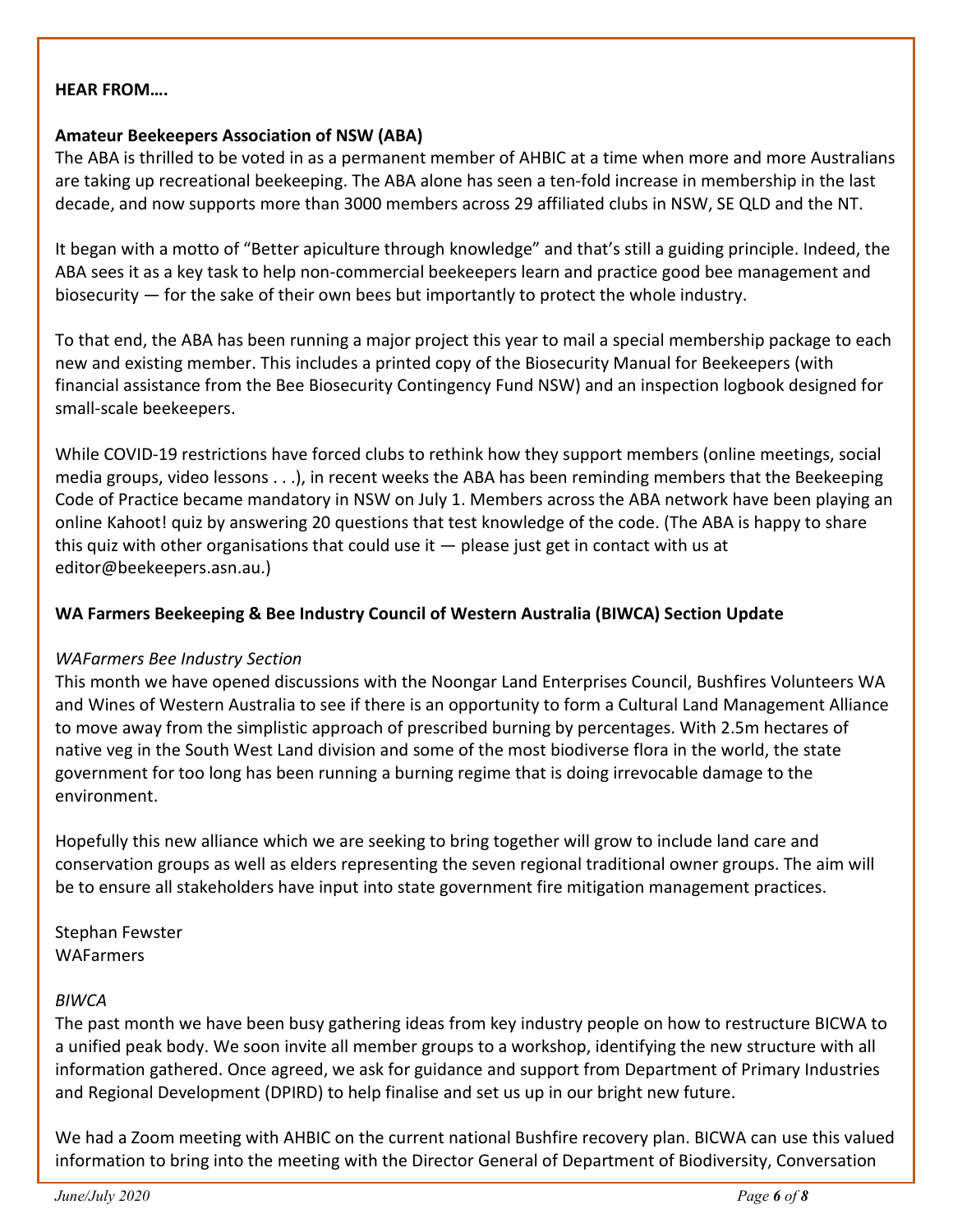**HEAR FROM….**

**Amateur Beekeepers Association of NSW (ABA)**

The ABA is thrilled to be voted in as a permanent member of AHBIC at a time when more and more Australians are taking up recreational beekeeping. The ABA alone has seen a ten-fold increase in membership in the last decade, and now supports more than 3000 members across 29 affiliated clubs in NSW, SE QLD and the NT.

It began with a motto of "Better apiculture through knowledge" and that's still a guiding principle. Indeed, the ABA sees it as a key task to help non-commercial beekeepers learn and practice good bee management and biosecurity — for the sake of their own bees but importantly to protect the whole industry.

To that end, the ABA has been running a major project this year to mail a special membership package to each new and existing member. This includes a printed copy of the Biosecurity Manual for Beekeepers (with financial assistance from the Bee Biosecurity Contingency Fund NSW) and an inspection logbook designed for small-scale beekeepers.

While COVID-19 restrictions have forced clubs to rethink how they support members (online meetings, social media groups, video lessons . . .), in recent weeks the ABA has been reminding members that the Beekeeping Code of Practice became mandatory in NSW on July 1. Members across the ABA network have been playing an online Kahoot! quiz by answering 20 questions that test knowledge of the code. (The ABA is happy to share this quiz with other organisations that could use it — please just get in contact with us at editor@beekeepers.asn.au.)

**WA Farmers Beekeeping & Bee Industry Council of Western Australia (BIWCA) Section Update**

*WAFarmers Bee Industry Section*

This month we have opened discussions with the Noongar Land Enterprises Council, Bushfires Volunteers WA and Wines of Western Australia to see if there is an opportunity to form a Cultural Land Management Alliance to move away from the simplistic approach of prescribed burning by percentages. With 2.5m hectares of native veg in the South West Land division and some of the most biodiverse flora in the world, the state government for too long has been running a burning regime that is doing irrevocable damage to the environment.

Hopefully this new alliance which we are seeking to bring together will grow to include land care and conservation groups as well as elders representing the seven regional traditional owner groups. The aim will be to ensure all stakeholders have input into state government fire mitigation management practices.

Stephan Fewster
WAFarmers

*BIWCA*

The past month we have been busy gathering ideas from key industry people on how to restructure BICWA to a unified peak body. We soon invite all member groups to a workshop, identifying the new structure with all information gathered. Once agreed, we ask for guidance and support from Department of Primary Industries and Regional Development (DPIRD) to help finalise and set us up in our bright new future.

We had a Zoom meeting with AHBIC on the current national Bushfire recovery plan. BICWA can use this valued information to bring into the meeting with the Director General of Department of Biodiversity, Conversation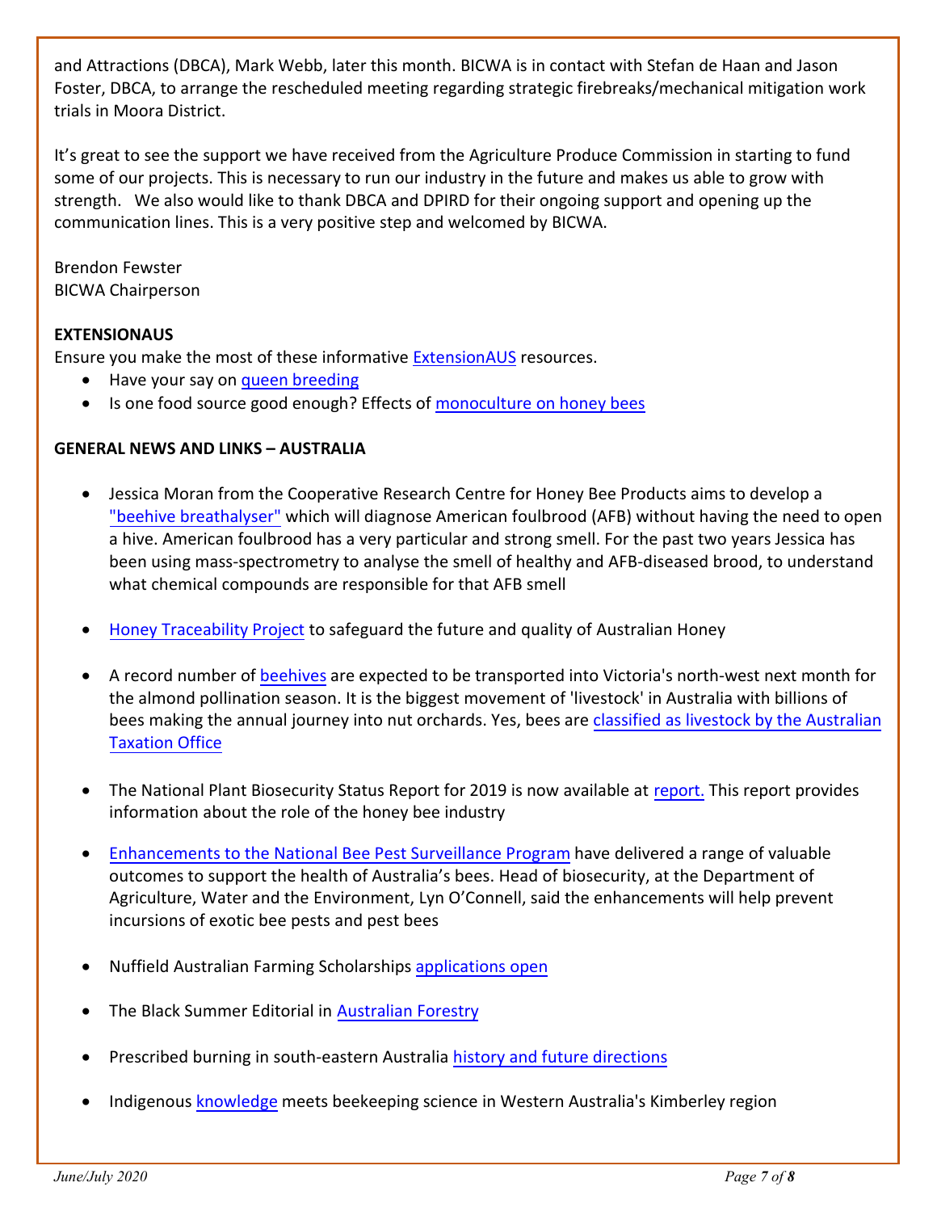and Attractions (DBCA), Mark Webb, later this month. BICWA is in contact with Stefan de Haan and Jason Foster, DBCA, to arrange the rescheduled meeting regarding strategic firebreaks/mechanical mitigation work trials in Moora District.

It's great to see the support we have received from the Agriculture Produce Commission in starting to fund some of our projects. This is necessary to run our industry in the future and makes us able to grow with strength. We also would like to thank DBCA and DPIRD for their ongoing support and opening up the communication lines. This is a very positive step and welcomed by BICWA.

Brendon Fewster
BICWA Chairperson

**EXTENSIONAUS**

Ensure you make the most of these informative ExtensionAUS resources.

- Have your say on queen breeding
- Is one food source good enough? Effects of monoculture on honey bees

**GENERAL NEWS AND LINKS – AUSTRALIA**

- Jessica Moran from the Cooperative Research Centre for Honey Bee Products aims to develop a "beehive breathalyser" which will diagnose American foulbrood (AFB) without having the need to open a hive. American foulbrood has a very particular and strong smell. For the past two years Jessica has been using mass-spectrometry to analyse the smell of healthy and AFB-diseased brood, to understand what chemical compounds are responsible for that AFB smell

- Honey Traceability Project to safeguard the future and quality of Australian Honey

- A record number of beehives are expected to be transported into Victoria's north-west next month for the almond pollination season. It is the biggest movement of 'livestock' in Australia with billions of bees making the annual journey into nut orchards. Yes, bees are classified as livestock by the Australian Taxation Office

- The National Plant Biosecurity Status Report for 2019 is now available at report. This report provides information about the role of the honey bee industry

- Enhancements to the National Bee Pest Surveillance Program have delivered a range of valuable outcomes to support the health of Australia's bees. Head of biosecurity, at the Department of Agriculture, Water and the Environment, Lyn O'Connell, said the enhancements will help prevent incursions of exotic bee pests and pest bees

- Nuffield Australian Farming Scholarships applications open

- The Black Summer Editorial in Australian Forestry

- Prescribed burning in south-eastern Australia history and future directions

- Indigenous knowledge meets beekeeping science in Western Australia's Kimberley region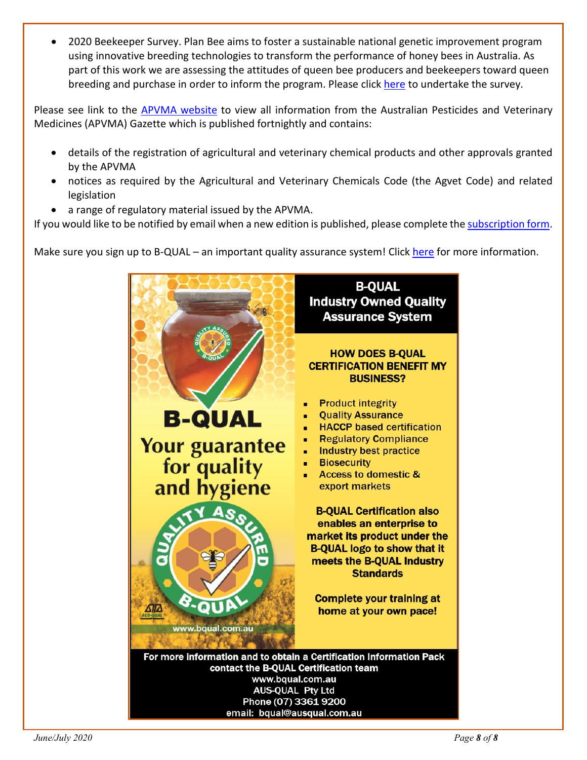- 2020 Beekeeper Survey. Plan Bee aims to foster a sustainable national genetic improvement program using innovative breeding technologies to transform the performance of honey bees in Australia. As part of this work we are assessing the attitudes of queen bee producers and beekeepers toward queen breeding and purchase in order to inform the program. Please click here to undertake the survey.

Please see link to the APVMA website to view all information from the Australian Pesticides and Veterinary Medicines (APVMA) Gazette which is published fortnightly and contains:

- details of the registration of agricultural and veterinary chemical products and other approvals granted by the APVMA
- notices as required by the Agricultural and Veterinary Chemicals Code (the Agvet Code) and related legislation
- a range of regulatory material issued by the APVMA.

If you would like to be notified by email when a new edition is published, please complete the subscription form.

Make sure you sign up to B-QUAL – an important quality assurance system! Click here for more information.

**B-QUAL**

**Your guarantee for quality and hygiene**

QUALITY ASSURED B-QUAL

AUS-QUAL

www.bqual.com.au

**B-QUAL Industry Owned Quality Assurance System**

**HOW DOES B-QUAL CERTIFICATION BENEFIT MY BUSINESS?**

- Product integrity
- Quality Assurance
- HACCP based certification
- Regulatory Compliance
- Industry best practice
- Biosecurity
- Access to domestic & export markets

**B-QUAL Certification also enables an enterprise to market its product under the B-QUAL logo to show that it meets the B-QUAL Industry Standards**

**Complete your training at home at your own pace!**

**For more information and to obtain a Certification Information Pack contact the B-QUAL Certification team**
**www.bqual.com.au**
**AUS-QUAL Pty Ltd**
**Phone (07) 3361 9200**
**email: bqual@ausqual.com.au**

*June/July 2020*